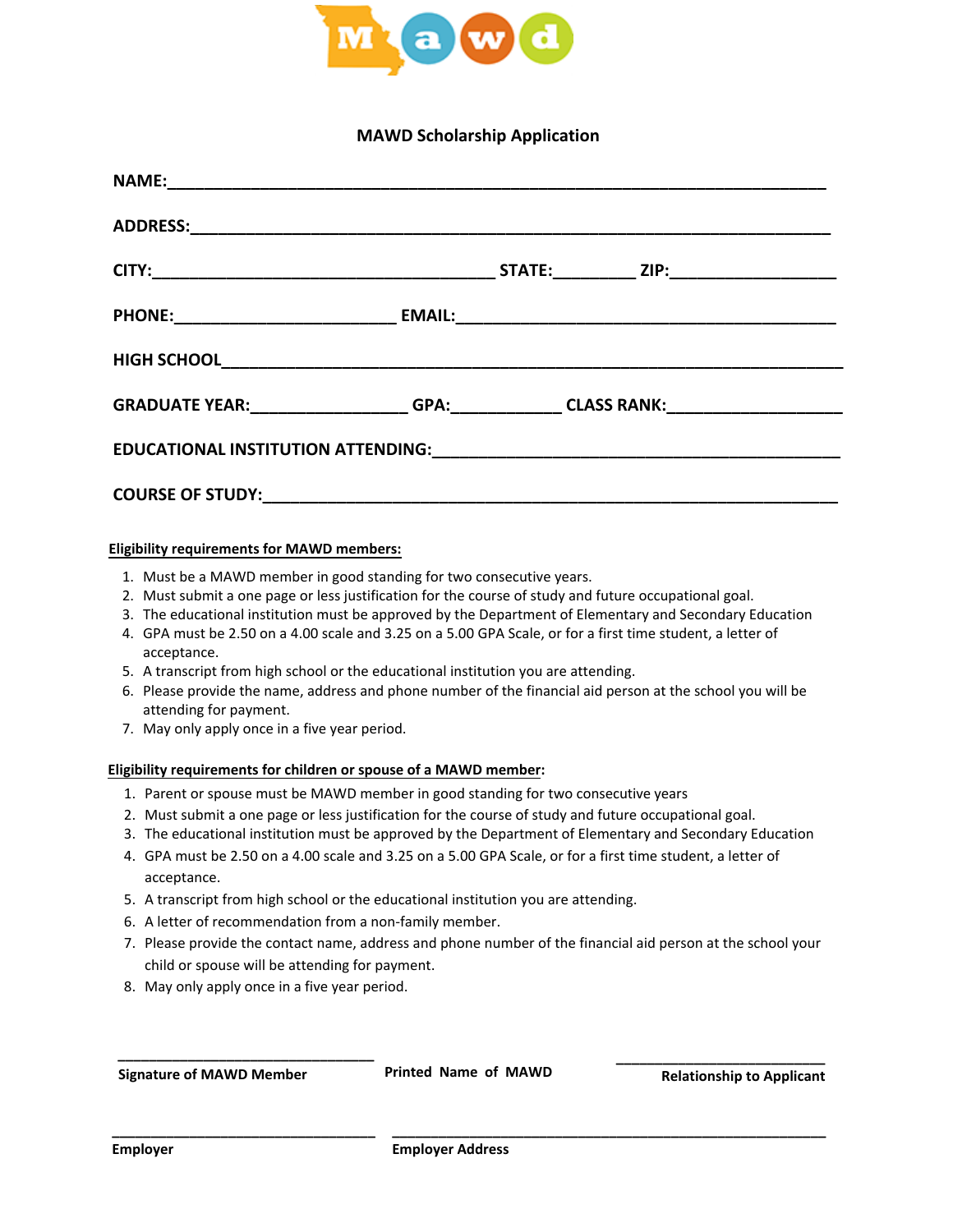# MAWD Scholarship Application

**NAME:**___________________________________________________________________

**ADDRESS:**________________________________________________________________

**CITY:**___________________________________ **STATE:**________ **ZIP:**________________

**PHONE:**______________________ **EMAIL:**_______________________________________

**HIGH SCHOOL**_____________________________________________________________

**GRADUATE YEAR:**_______________ **GPA:**___________ **CLASS RANK:**_________________

**EDUCATIONAL INSTITUTION ATTENDING:**_______________________________________

**COURSE OF STUDY:**_______________________________________________________

**Eligibility requirements for MAWD members:**

1. Must be a MAWD member in good standing for two consecutive years.
2. Must submit a one page or less justification for the course of study and future occupational goal.
3. The educational institution must be approved by the Department of Elementary and Secondary Education
4. GPA must be 2.50 on a 4.00 scale and 3.25 on a 5.00 GPA Scale, or for a first time student, a letter of acceptance.
5. A transcript from high school or the educational institution you are attending.
6. Please provide the name, address and phone number of the financial aid person at the school you will be attending for payment.
7. May only apply once in a five year period.

**Eligibility requirements for children or spouse of a MAWD member:**

1. Parent or spouse must be MAWD member in good standing for two consecutive years
2. Must submit a one page or less justification for the course of study and future occupational goal.
3. The educational institution must be approved by the Department of Elementary and Secondary Education
4. GPA must be 2.50 on a 4.00 scale and 3.25 on a 5.00 GPA Scale, or for a first time student, a letter of acceptance.
5. A transcript from high school or the educational institution you are attending.
6. A letter of recommendation from a non-family member.
7. Please provide the contact name, address and phone number of the financial aid person at the school your child or spouse will be attending for payment.
8. May only apply once in a five year period.

______________________________ 
**Signature of MAWD Member**

**Printed Name of MAWD**

______________________________ 
**Relationship to Applicant**

______________________________ 
**Employer**

______________________________________________ 
**Employer Address**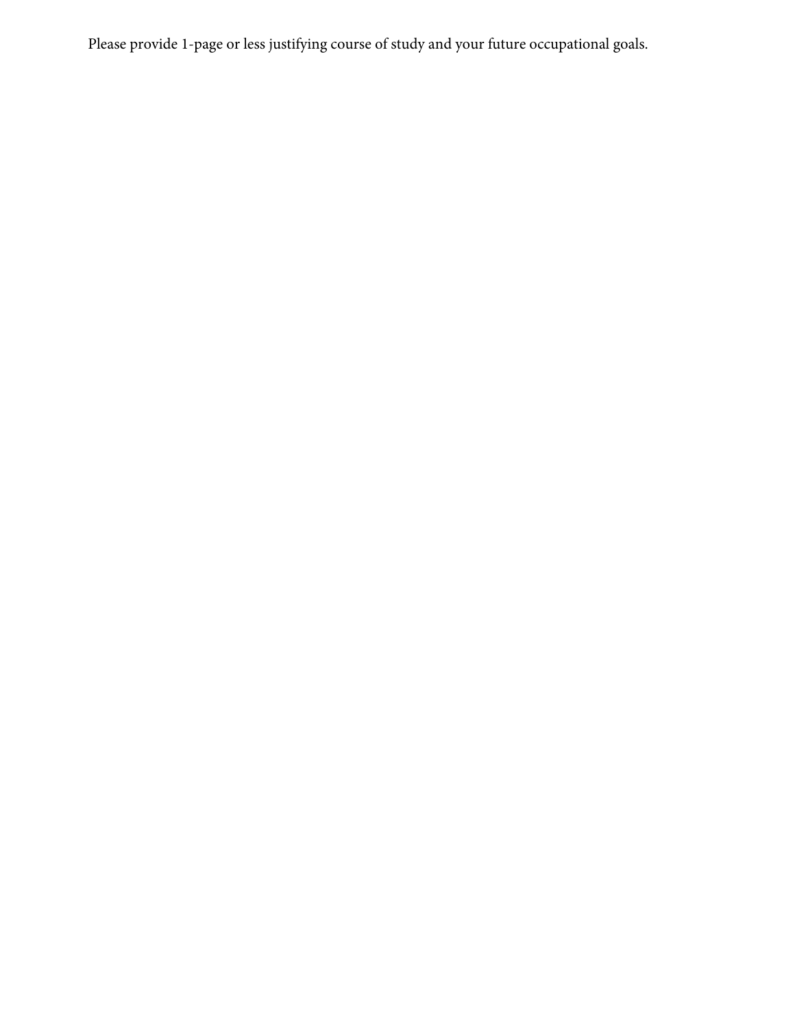Please provide 1-page or less justifying course of study and your future occupational goals.